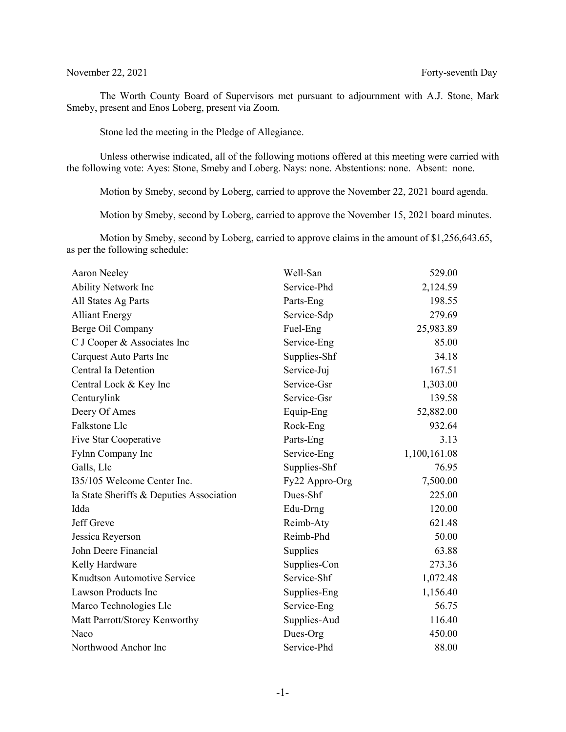November 22, 2021 Forty-seventh Day

The Worth County Board of Supervisors met pursuant to adjournment with A.J. Stone, Mark Smeby, present and Enos Loberg, present via Zoom.

Stone led the meeting in the Pledge of Allegiance.

Unless otherwise indicated, all of the following motions offered at this meeting were carried with the following vote: Ayes: Stone, Smeby and Loberg. Nays: none. Abstentions: none. Absent: none.

Motion by Smeby, second by Loberg, carried to approve the November 22, 2021 board agenda.

Motion by Smeby, second by Loberg, carried to approve the November 15, 2021 board minutes.

Motion by Smeby, second by Loberg, carried to approve claims in the amount of $1,256,643.65, as per the following schedule:

| | | |
|---|---|---|
| Aaron Neeley | Well-San | 529.00 |
| Ability Network Inc | Service-Phd | 2,124.59 |
| All States Ag Parts | Parts-Eng | 198.55 |
| Alliant Energy | Service-Sdp | 279.69 |
| Berge Oil Company | Fuel-Eng | 25,983.89 |
| C J Cooper & Associates Inc | Service-Eng | 85.00 |
| Carquest Auto Parts Inc | Supplies-Shf | 34.18 |
| Central Ia Detention | Service-Juj | 167.51 |
| Central Lock & Key Inc | Service-Gsr | 1,303.00 |
| Centurylink | Service-Gsr | 139.58 |
| Deery Of Ames | Equip-Eng | 52,882.00 |
| Falkstone Llc | Rock-Eng | 932.64 |
| Five Star Cooperative | Parts-Eng | 3.13 |
| Fylnn Company Inc | Service-Eng | 1,100,161.08 |
| Galls, Llc | Supplies-Shf | 76.95 |
| I35/105 Welcome Center Inc. | Fy22 Appro-Org | 7,500.00 |
| Ia State Sheriffs & Deputies Association | Dues-Shf | 225.00 |
| Idda | Edu-Drng | 120.00 |
| Jeff Greve | Reimb-Aty | 621.48 |
| Jessica Reyerson | Reimb-Phd | 50.00 |
| John Deere Financial | Supplies | 63.88 |
| Kelly Hardware | Supplies-Con | 273.36 |
| Knudtson Automotive Service | Service-Shf | 1,072.48 |
| Lawson Products Inc | Supplies-Eng | 1,156.40 |
| Marco Technologies Llc | Service-Eng | 56.75 |
| Matt Parrott/Storey Kenworthy | Supplies-Aud | 116.40 |
| Naco | Dues-Org | 450.00 |
| Northwood Anchor Inc | Service-Phd | 88.00 |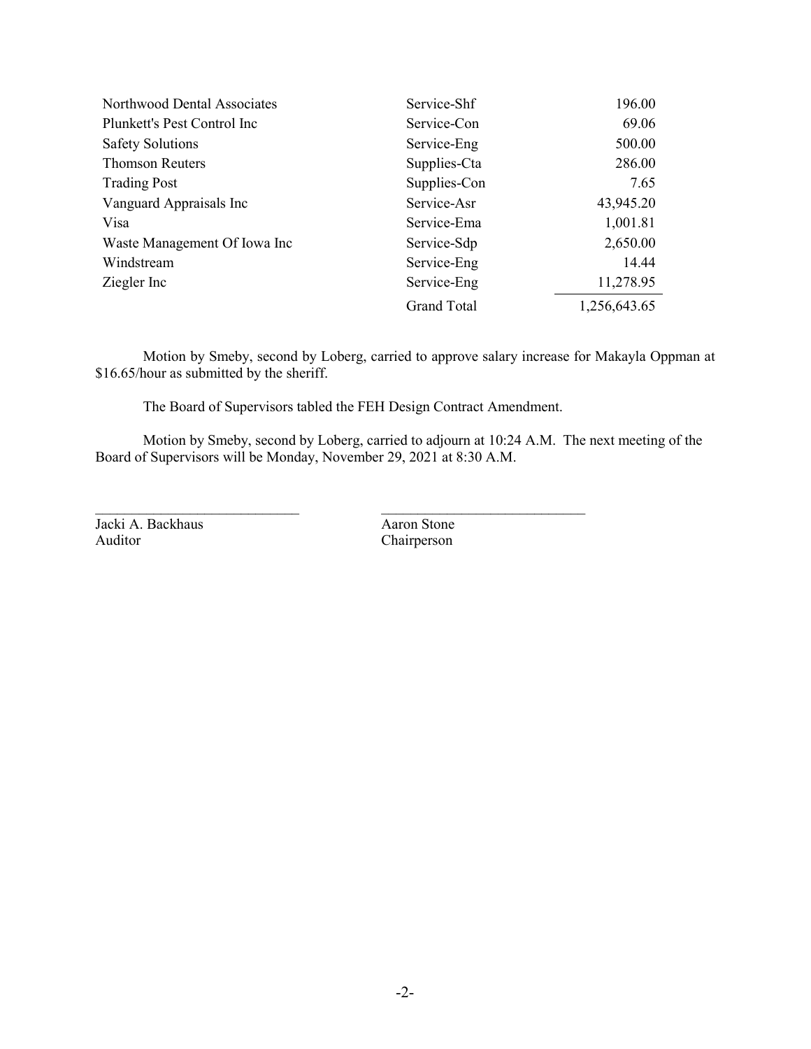| | | |
|---|---|---|
| Northwood Dental Associates | Service-Shf | 196.00 |
| Plunkett's Pest Control Inc | Service-Con | 69.06 |
| Safety Solutions | Service-Eng | 500.00 |
| Thomson Reuters | Supplies-Cta | 286.00 |
| Trading Post | Supplies-Con | 7.65 |
| Vanguard Appraisals Inc | Service-Asr | 43,945.20 |
| Visa | Service-Ema | 1,001.81 |
| Waste Management Of Iowa Inc | Service-Sdp | 2,650.00 |
| Windstream | Service-Eng | 14.44 |
| Ziegler Inc | Service-Eng | 11,278.95 |
| | Grand Total | 1,256,643.65 |

Motion by Smeby, second by Loberg, carried to approve salary increase for Makayla Oppman at $16.65/hour as submitted by the sheriff.

The Board of Supervisors tabled the FEH Design Contract Amendment.

Motion by Smeby, second by Loberg, carried to adjourn at 10:24 A.M. The next meeting of the Board of Supervisors will be Monday, November 29, 2021 at 8:30 A.M.

_____________________________ _____________________________

Jacki A. Backhaus
Auditor

Aaron Stone
Chairperson